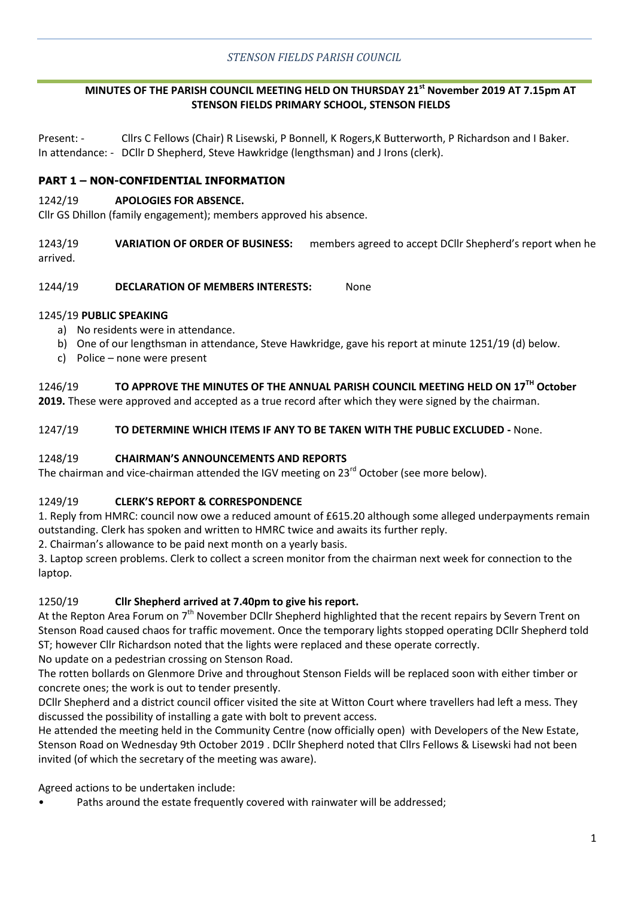*STENSON FIELDS PARISH COUNCIL*

**MINUTES OF THE PARISH COUNCIL MEETING HELD ON THURSDAY 21st November 2019 AT 7.15pm AT STENSON FIELDS PRIMARY SCHOOL, STENSON FIELDS**

Present: - Cllrs C Fellows (Chair) R Lisewski, P Bonnell, K Rogers,K Butterworth, P Richardson and I Baker.
In attendance: - DCllr D Shepherd, Steve Hawkridge (lengthsman) and J Irons (clerk).

## PART 1 – NON-CONFIDENTIAL INFORMATION

1242/19 **APOLOGIES FOR ABSENCE.**
Cllr GS Dhillon (family engagement); members approved his absence.

1243/19 **VARIATION OF ORDER OF BUSINESS:** members agreed to accept DCllr Shepherd's report when he arrived.

1244/19 **DECLARATION OF MEMBERS INTERESTS:** None

1245/19 **PUBLIC SPEAKING**

a) No residents were in attendance.
b) One of our lengthsman in attendance, Steve Hawkridge, gave his report at minute 1251/19 (d) below.
c) Police – none were present

1246/19 **TO APPROVE THE MINUTES OF THE ANNUAL PARISH COUNCIL MEETING HELD ON 17TH October 2019.** These were approved and accepted as a true record after which they were signed by the chairman.

1247/19 **TO DETERMINE WHICH ITEMS IF ANY TO BE TAKEN WITH THE PUBLIC EXCLUDED -** None.

1248/19 **CHAIRMAN'S ANNOUNCEMENTS AND REPORTS**
The chairman and vice-chairman attended the IGV meeting on 23rd October (see more below).

1249/19 **CLERK'S REPORT & CORRESPONDENCE**
1. Reply from HMRC: council now owe a reduced amount of £615.20 although some alleged underpayments remain outstanding. Clerk has spoken and written to HMRC twice and awaits its further reply.
2. Chairman's allowance to be paid next month on a yearly basis.
3. Laptop screen problems. Clerk to collect a screen monitor from the chairman next week for connection to the laptop.

1250/19 **Cllr Shepherd arrived at 7.40pm to give his report.**
At the Repton Area Forum on 7th November DCllr Shepherd highlighted that the recent repairs by Severn Trent on Stenson Road caused chaos for traffic movement. Once the temporary lights stopped operating DCllr Shepherd told ST; however Cllr Richardson noted that the lights were replaced and these operate correctly.
No update on a pedestrian crossing on Stenson Road.
The rotten bollards on Glenmore Drive and throughout Stenson Fields will be replaced soon with either timber or concrete ones; the work is out to tender presently.
DCllr Shepherd and a district council officer visited the site at Witton Court where travellers had left a mess. They discussed the possibility of installing a gate with bolt to prevent access.
He attended the meeting held in the Community Centre (now officially open) with Developers of the New Estate, Stenson Road on Wednesday 9th October 2019 . DCllr Shepherd noted that Cllrs Fellows & Lisewski had not been invited (of which the secretary of the meeting was aware).

Agreed actions to be undertaken include:

- Paths around the estate frequently covered with rainwater will be addressed;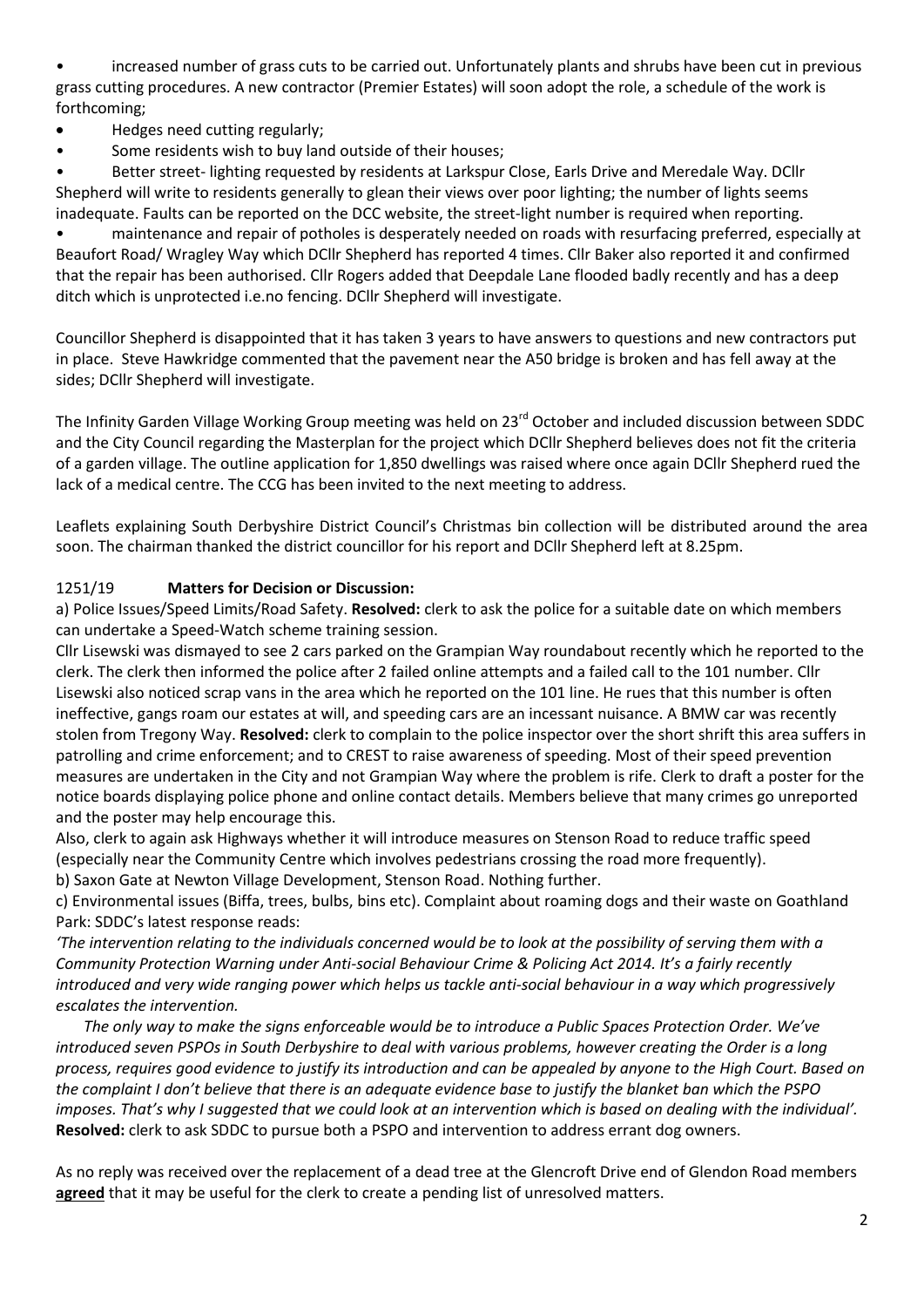- increased number of grass cuts to be carried out. Unfortunately plants and shrubs have been cut in previous grass cutting procedures. A new contractor (Premier Estates) will soon adopt the role, a schedule of the work is forthcoming;
- Hedges need cutting regularly;
- Some residents wish to buy land outside of their houses;
- Better street- lighting requested by residents at Larkspur Close, Earls Drive and Meredale Way. DCllr Shepherd will write to residents generally to glean their views over poor lighting; the number of lights seems inadequate. Faults can be reported on the DCC website, the street-light number is required when reporting.
- maintenance and repair of potholes is desperately needed on roads with resurfacing preferred, especially at Beaufort Road/ Wragley Way which DCllr Shepherd has reported 4 times. Cllr Baker also reported it and confirmed that the repair has been authorised. Cllr Rogers added that Deepdale Lane flooded badly recently and has a deep ditch which is unprotected i.e.no fencing. DCllr Shepherd will investigate.

Councillor Shepherd is disappointed that it has taken 3 years to have answers to questions and new contractors put in place. Steve Hawkridge commented that the pavement near the A50 bridge is broken and has fell away at the sides; DCllr Shepherd will investigate.

The Infinity Garden Village Working Group meeting was held on 23rd October and included discussion between SDDC and the City Council regarding the Masterplan for the project which DCllr Shepherd believes does not fit the criteria of a garden village. The outline application for 1,850 dwellings was raised where once again DCllr Shepherd rued the lack of a medical centre. The CCG has been invited to the next meeting to address.

Leaflets explaining South Derbyshire District Council's Christmas bin collection will be distributed around the area soon. The chairman thanked the district councillor for his report and DCllr Shepherd left at 8.25pm.

### 1251/19 **Matters for Decision or Discussion:**

a) Police Issues/Speed Limits/Road Safety. **Resolved:** clerk to ask the police for a suitable date on which members can undertake a Speed-Watch scheme training session.

Cllr Lisewski was dismayed to see 2 cars parked on the Grampian Way roundabout recently which he reported to the clerk. The clerk then informed the police after 2 failed online attempts and a failed call to the 101 number. Cllr Lisewski also noticed scrap vans in the area which he reported on the 101 line. He rues that this number is often ineffective, gangs roam our estates at will, and speeding cars are an incessant nuisance. A BMW car was recently stolen from Tregony Way. **Resolved:** clerk to complain to the police inspector over the short shrift this area suffers in patrolling and crime enforcement; and to CREST to raise awareness of speeding. Most of their speed prevention measures are undertaken in the City and not Grampian Way where the problem is rife. Clerk to draft a poster for the notice boards displaying police phone and online contact details. Members believe that many crimes go unreported and the poster may help encourage this.

Also, clerk to again ask Highways whether it will introduce measures on Stenson Road to reduce traffic speed (especially near the Community Centre which involves pedestrians crossing the road more frequently).

b) Saxon Gate at Newton Village Development, Stenson Road. Nothing further.

c) Environmental issues (Biffa, trees, bulbs, bins etc). Complaint about roaming dogs and their waste on Goathland Park: SDDC's latest response reads:

*'The intervention relating to the individuals concerned would be to look at the possibility of serving them with a Community Protection Warning under Anti-social Behaviour Crime & Policing Act 2014. It's a fairly recently introduced and very wide ranging power which helps us tackle anti-social behaviour in a way which progressively escalates the intervention.*

*The only way to make the signs enforceable would be to introduce a Public Spaces Protection Order. We've introduced seven PSPOs in South Derbyshire to deal with various problems, however creating the Order is a long process, requires good evidence to justify its introduction and can be appealed by anyone to the High Court. Based on the complaint I don't believe that there is an adequate evidence base to justify the blanket ban which the PSPO imposes. That's why I suggested that we could look at an intervention which is based on dealing with the individual'.* **Resolved:** clerk to ask SDDC to pursue both a PSPO and intervention to address errant dog owners.

As no reply was received over the replacement of a dead tree at the Glencroft Drive end of Glendon Road members **agreed** that it may be useful for the clerk to create a pending list of unresolved matters.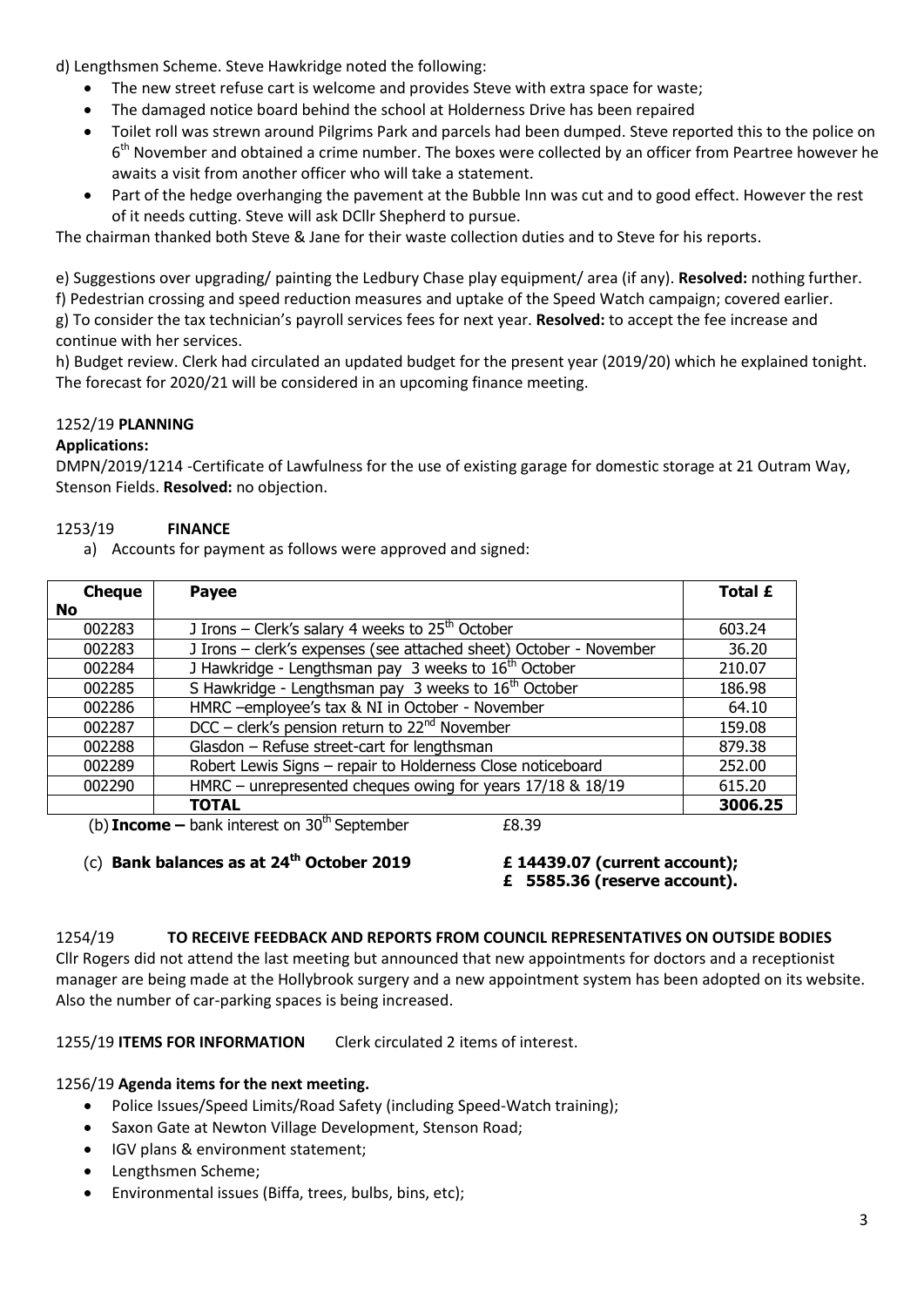d) Lengthsmen Scheme. Steve Hawkridge noted the following:

- The new street refuse cart is welcome and provides Steve with extra space for waste;
- The damaged notice board behind the school at Holderness Drive has been repaired
- Toilet roll was strewn around Pilgrims Park and parcels had been dumped. Steve reported this to the police on 6th November and obtained a crime number. The boxes were collected by an officer from Peartree however he awaits a visit from another officer who will take a statement.
- Part of the hedge overhanging the pavement at the Bubble Inn was cut and to good effect. However the rest of it needs cutting. Steve will ask DCllr Shepherd to pursue.

The chairman thanked both Steve & Jane for their waste collection duties and to Steve for his reports.

e) Suggestions over upgrading/ painting the Ledbury Chase play equipment/ area (if any). **Resolved:** nothing further.
f) Pedestrian crossing and speed reduction measures and uptake of the Speed Watch campaign; covered earlier.
g) To consider the tax technician's payroll services fees for next year. **Resolved:** to accept the fee increase and continue with her services.
h) Budget review. Clerk had circulated an updated budget for the present year (2019/20) which he explained tonight. The forecast for 2020/21 will be considered in an upcoming finance meeting.

1252/19 **PLANNING**

**Applications:**

DMPN/2019/1214 -Certificate of Lawfulness for the use of existing garage for domestic storage at 21 Outram Way, Stenson Fields. **Resolved:** no objection.

1253/19 **FINANCE**

a) Accounts for payment as follows were approved and signed:

| Cheque No | Payee | Total £ |
|---|---|---|
| 002283 | J Irons – Clerk's salary 4 weeks to 25th October | 603.24 |
| 002283 | J Irons – clerk's expenses (see attached sheet) October - November | 36.20 |
| 002284 | J Hawkridge - Lengthsman pay 3 weeks to 16th October | 210.07 |
| 002285 | S Hawkridge - Lengthsman pay 3 weeks to 16th October | 186.98 |
| 002286 | HMRC –employee's tax & NI in October - November | 64.10 |
| 002287 | DCC – clerk's pension return to 22nd November | 159.08 |
| 002288 | Glasdon – Refuse street-cart for lengthsman | 879.38 |
| 002289 | Robert Lewis Signs – repair to Holderness Close noticeboard | 252.00 |
| 002290 | HMRC – unrepresented cheques owing for years 17/18 & 18/19 | 615.20 |
| | **TOTAL** | **3006.25** |

(b) **Income –** bank interest on 30th September £8.39

(c) **Bank balances as at 24th October 2019** **£ 14439.07 (current account);**
**£ 5585.36 (reserve account).**

1254/19 **TO RECEIVE FEEDBACK AND REPORTS FROM COUNCIL REPRESENTATIVES ON OUTSIDE BODIES**

Cllr Rogers did not attend the last meeting but announced that new appointments for doctors and a receptionist manager are being made at the Hollybrook surgery and a new appointment system has been adopted on its website. Also the number of car-parking spaces is being increased.

1255/19 **ITEMS FOR INFORMATION** Clerk circulated 2 items of interest.

1256/19 **Agenda items for the next meeting.**

- Police Issues/Speed Limits/Road Safety (including Speed-Watch training);
- Saxon Gate at Newton Village Development, Stenson Road;
- IGV plans & environment statement;
- Lengthsmen Scheme;
- Environmental issues (Biffa, trees, bulbs, bins, etc);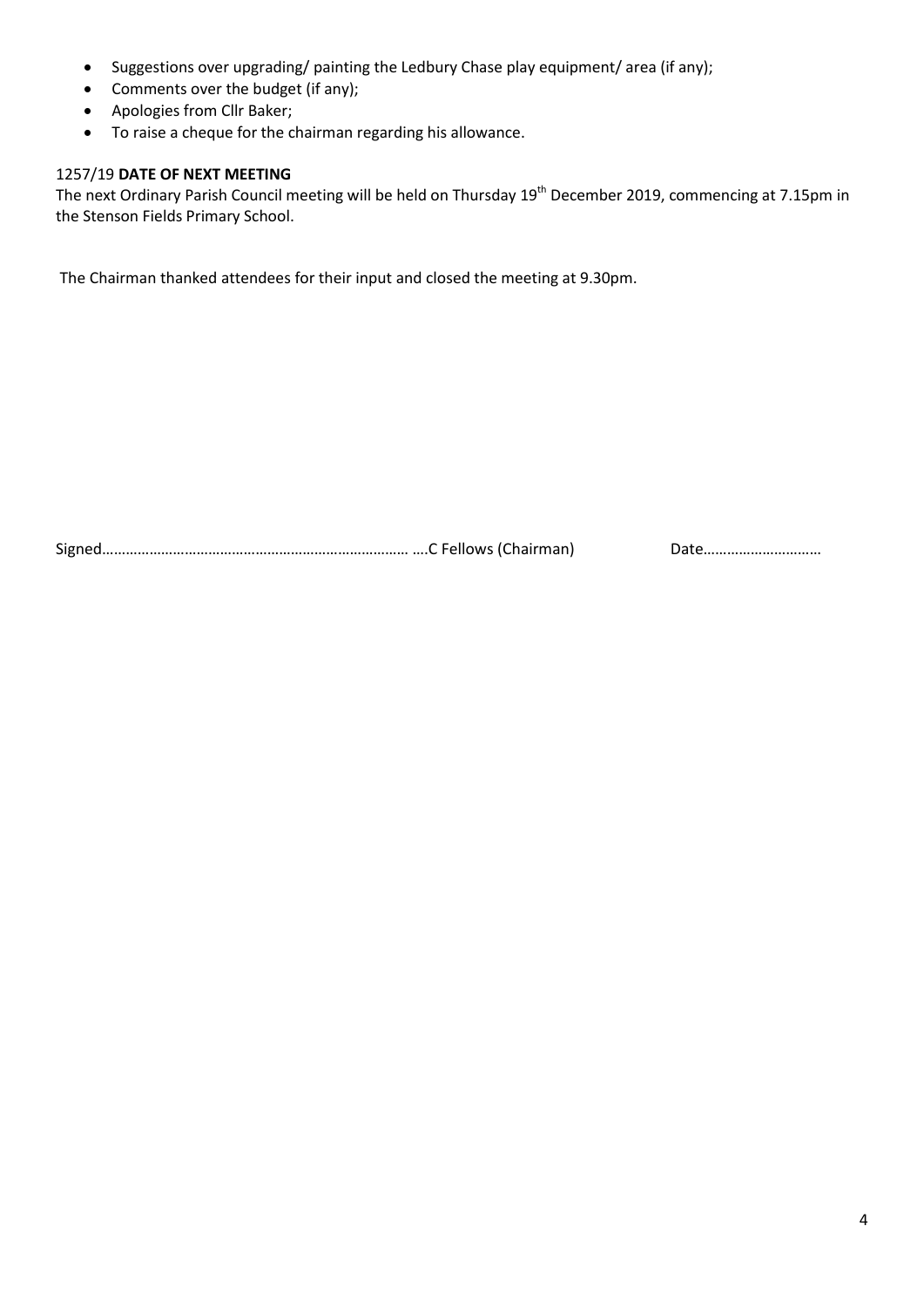- Suggestions over upgrading/ painting the Ledbury Chase play equipment/ area (if any);
- Comments over the budget (if any);
- Apologies from Cllr Baker;
- To raise a cheque for the chairman regarding his allowance.

1257/19 **DATE OF NEXT MEETING**
The next Ordinary Parish Council meeting will be held on Thursday 19th December 2019, commencing at 7.15pm in the Stenson Fields Primary School.

The Chairman thanked attendees for their input and closed the meeting at 9.30pm.

Signed…………………………………………………………………… ….C Fellows (Chairman) Date…………………………